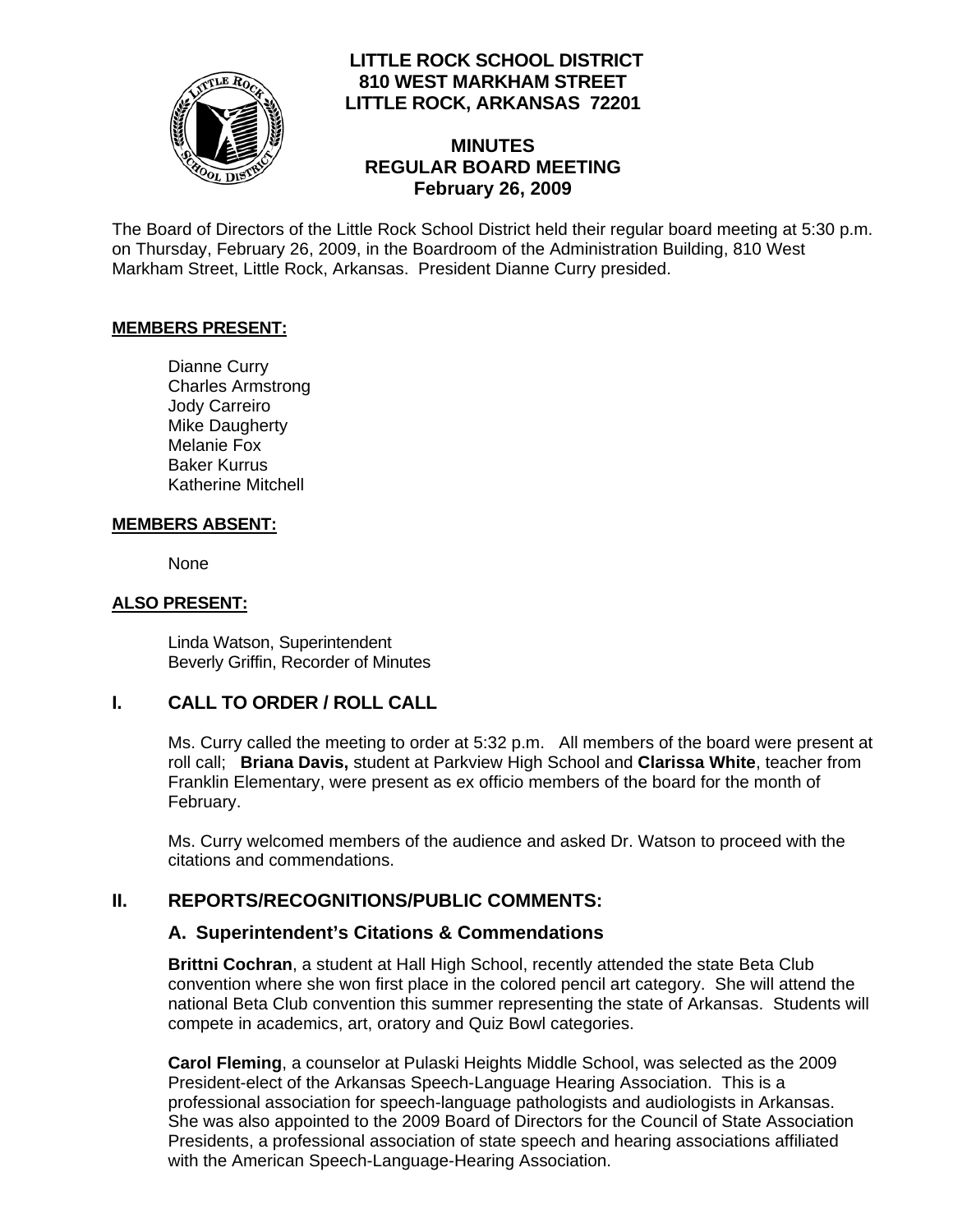**LITTLE ROCK SCHOOL DISTRICT**
**810 WEST MARKHAM STREET**
**LITTLE ROCK, ARKANSAS 72201**

# MINUTES
# REGULAR BOARD MEETING
# February 26, 2009

The Board of Directors of the Little Rock School District held their regular board meeting at 5:30 p.m. on Thursday, February 26, 2009, in the Boardroom of the Administration Building, 810 West Markham Street, Little Rock, Arkansas. President Dianne Curry presided.

**MEMBERS PRESENT:**

Dianne Curry
Charles Armstrong
Jody Carreiro
Mike Daugherty
Melanie Fox
Baker Kurrus
Katherine Mitchell

**MEMBERS ABSENT:**

None

**ALSO PRESENT:**

Linda Watson, Superintendent
Beverly Griffin, Recorder of Minutes

## I. CALL TO ORDER / ROLL CALL

Ms. Curry called the meeting to order at 5:32 p.m. All members of the board were present at roll call; **Briana Davis,** student at Parkview High School and **Clarissa White**, teacher from Franklin Elementary, were present as ex officio members of the board for the month of February.

Ms. Curry welcomed members of the audience and asked Dr. Watson to proceed with the citations and commendations.

## II. REPORTS/RECOGNITIONS/PUBLIC COMMENTS:

### A. Superintendent's Citations & Commendations

**Brittni Cochran**, a student at Hall High School, recently attended the state Beta Club convention where she won first place in the colored pencil art category. She will attend the national Beta Club convention this summer representing the state of Arkansas. Students will compete in academics, art, oratory and Quiz Bowl categories.

**Carol Fleming**, a counselor at Pulaski Heights Middle School, was selected as the 2009 President-elect of the Arkansas Speech-Language Hearing Association. This is a professional association for speech-language pathologists and audiologists in Arkansas. She was also appointed to the 2009 Board of Directors for the Council of State Association Presidents, a professional association of state speech and hearing associations affiliated with the American Speech-Language-Hearing Association.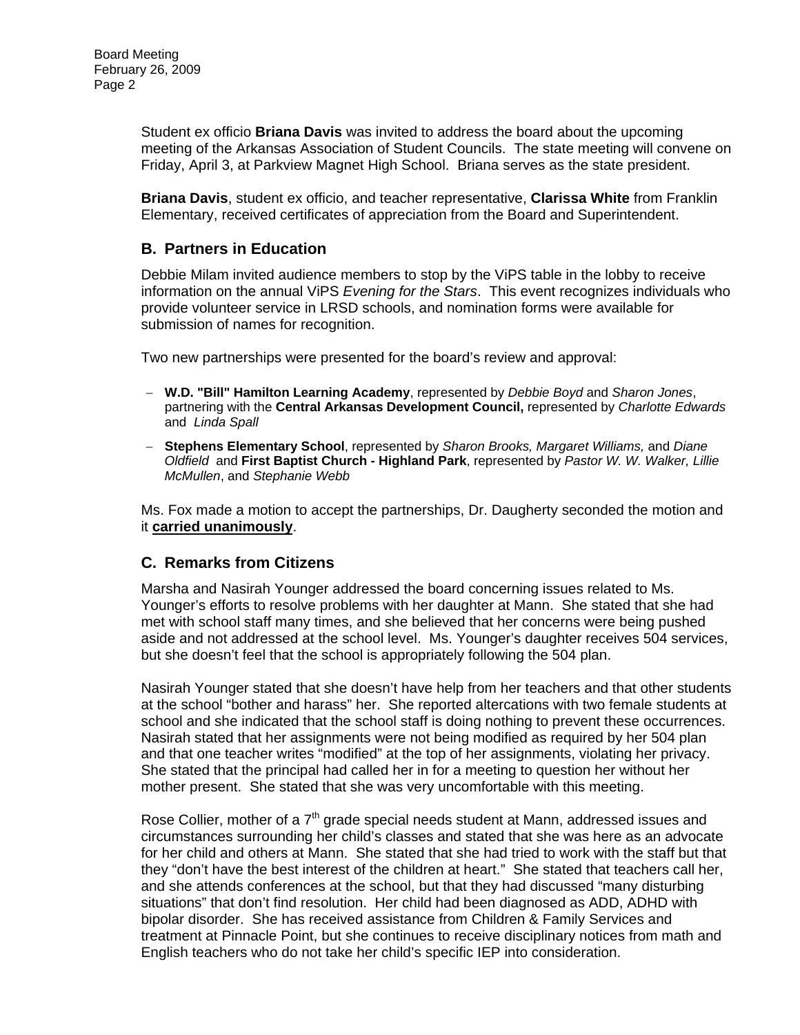Student ex officio **Briana Davis** was invited to address the board about the upcoming meeting of the Arkansas Association of Student Councils. The state meeting will convene on Friday, April 3, at Parkview Magnet High School. Briana serves as the state president.

**Briana Davis**, student ex officio, and teacher representative, **Clarissa White** from Franklin Elementary, received certificates of appreciation from the Board and Superintendent.

## B. Partners in Education

Debbie Milam invited audience members to stop by the ViPS table in the lobby to receive information on the annual ViPS *Evening for the Stars*. This event recognizes individuals who provide volunteer service in LRSD schools, and nomination forms were available for submission of names for recognition.

Two new partnerships were presented for the board's review and approval:

- **W.D. "Bill" Hamilton Learning Academy**, represented by *Debbie Boyd* and *Sharon Jones*, partnering with the **Central Arkansas Development Council,** represented by *Charlotte Edwards* and *Linda Spall*
- **Stephens Elementary School**, represented by *Sharon Brooks, Margaret Williams,* and *Diane Oldfield* and **First Baptist Church - Highland Park**, represented by *Pastor W. W. Walker, Lillie McMullen*, and *Stephanie Webb*

Ms. Fox made a motion to accept the partnerships, Dr. Daugherty seconded the motion and it **carried unanimously**.

## C. Remarks from Citizens

Marsha and Nasirah Younger addressed the board concerning issues related to Ms. Younger's efforts to resolve problems with her daughter at Mann. She stated that she had met with school staff many times, and she believed that her concerns were being pushed aside and not addressed at the school level. Ms. Younger's daughter receives 504 services, but she doesn't feel that the school is appropriately following the 504 plan.

Nasirah Younger stated that she doesn't have help from her teachers and that other students at the school "bother and harass" her. She reported altercations with two female students at school and she indicated that the school staff is doing nothing to prevent these occurrences. Nasirah stated that her assignments were not being modified as required by her 504 plan and that one teacher writes "modified" at the top of her assignments, violating her privacy. She stated that the principal had called her in for a meeting to question her without her mother present. She stated that she was very uncomfortable with this meeting.

Rose Collier, mother of a 7th grade special needs student at Mann, addressed issues and circumstances surrounding her child's classes and stated that she was here as an advocate for her child and others at Mann. She stated that she had tried to work with the staff but that they "don't have the best interest of the children at heart." She stated that teachers call her, and she attends conferences at the school, but that they had discussed "many disturbing situations" that don't find resolution. Her child had been diagnosed as ADD, ADHD with bipolar disorder. She has received assistance from Children & Family Services and treatment at Pinnacle Point, but she continues to receive disciplinary notices from math and English teachers who do not take her child's specific IEP into consideration.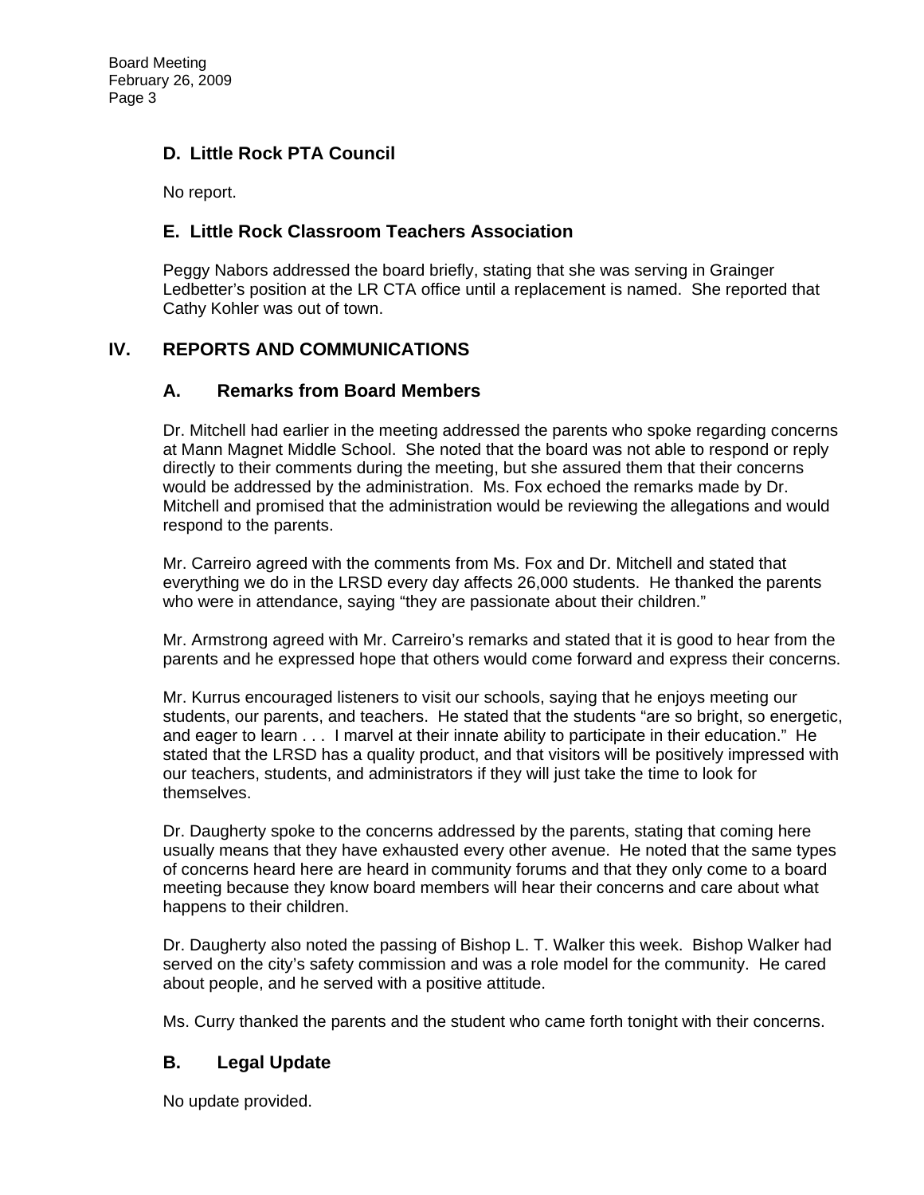### D. Little Rock PTA Council

No report.

### E. Little Rock Classroom Teachers Association

Peggy Nabors addressed the board briefly, stating that she was serving in Grainger Ledbetter's position at the LR CTA office until a replacement is named. She reported that Cathy Kohler was out of town.

## IV. REPORTS AND COMMUNICATIONS

### A. Remarks from Board Members

Dr. Mitchell had earlier in the meeting addressed the parents who spoke regarding concerns at Mann Magnet Middle School. She noted that the board was not able to respond or reply directly to their comments during the meeting, but she assured them that their concerns would be addressed by the administration. Ms. Fox echoed the remarks made by Dr. Mitchell and promised that the administration would be reviewing the allegations and would respond to the parents.

Mr. Carreiro agreed with the comments from Ms. Fox and Dr. Mitchell and stated that everything we do in the LRSD every day affects 26,000 students. He thanked the parents who were in attendance, saying "they are passionate about their children."

Mr. Armstrong agreed with Mr. Carreiro's remarks and stated that it is good to hear from the parents and he expressed hope that others would come forward and express their concerns.

Mr. Kurrus encouraged listeners to visit our schools, saying that he enjoys meeting our students, our parents, and teachers. He stated that the students "are so bright, so energetic, and eager to learn . . . I marvel at their innate ability to participate in their education." He stated that the LRSD has a quality product, and that visitors will be positively impressed with our teachers, students, and administrators if they will just take the time to look for themselves.

Dr. Daugherty spoke to the concerns addressed by the parents, stating that coming here usually means that they have exhausted every other avenue. He noted that the same types of concerns heard here are heard in community forums and that they only come to a board meeting because they know board members will hear their concerns and care about what happens to their children.

Dr. Daugherty also noted the passing of Bishop L. T. Walker this week. Bishop Walker had served on the city's safety commission and was a role model for the community. He cared about people, and he served with a positive attitude.

Ms. Curry thanked the parents and the student who came forth tonight with their concerns.

### B. Legal Update

No update provided.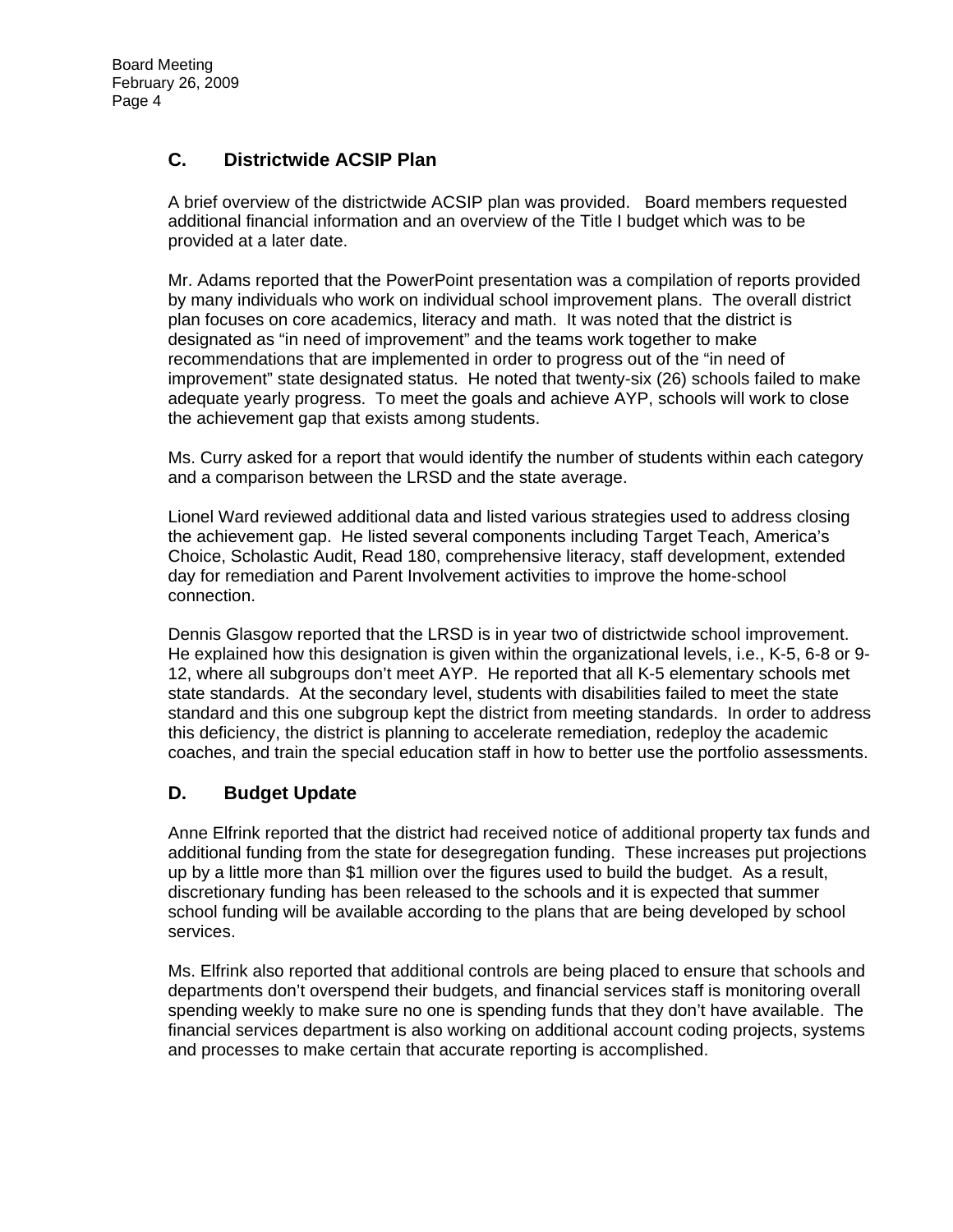## C. Districtwide ACSIP Plan

A brief overview of the districtwide ACSIP plan was provided. Board members requested additional financial information and an overview of the Title I budget which was to be provided at a later date.

Mr. Adams reported that the PowerPoint presentation was a compilation of reports provided by many individuals who work on individual school improvement plans. The overall district plan focuses on core academics, literacy and math. It was noted that the district is designated as "in need of improvement" and the teams work together to make recommendations that are implemented in order to progress out of the "in need of improvement" state designated status. He noted that twenty-six (26) schools failed to make adequate yearly progress. To meet the goals and achieve AYP, schools will work to close the achievement gap that exists among students.

Ms. Curry asked for a report that would identify the number of students within each category and a comparison between the LRSD and the state average.

Lionel Ward reviewed additional data and listed various strategies used to address closing the achievement gap. He listed several components including Target Teach, America's Choice, Scholastic Audit, Read 180, comprehensive literacy, staff development, extended day for remediation and Parent Involvement activities to improve the home-school connection.

Dennis Glasgow reported that the LRSD is in year two of districtwide school improvement. He explained how this designation is given within the organizational levels, i.e., K-5, 6-8 or 9-12, where all subgroups don't meet AYP. He reported that all K-5 elementary schools met state standards. At the secondary level, students with disabilities failed to meet the state standard and this one subgroup kept the district from meeting standards. In order to address this deficiency, the district is planning to accelerate remediation, redeploy the academic coaches, and train the special education staff in how to better use the portfolio assessments.

## D. Budget Update

Anne Elfrink reported that the district had received notice of additional property tax funds and additional funding from the state for desegregation funding. These increases put projections up by a little more than $1 million over the figures used to build the budget. As a result, discretionary funding has been released to the schools and it is expected that summer school funding will be available according to the plans that are being developed by school services.

Ms. Elfrink also reported that additional controls are being placed to ensure that schools and departments don't overspend their budgets, and financial services staff is monitoring overall spending weekly to make sure no one is spending funds that they don't have available. The financial services department is also working on additional account coding projects, systems and processes to make certain that accurate reporting is accomplished.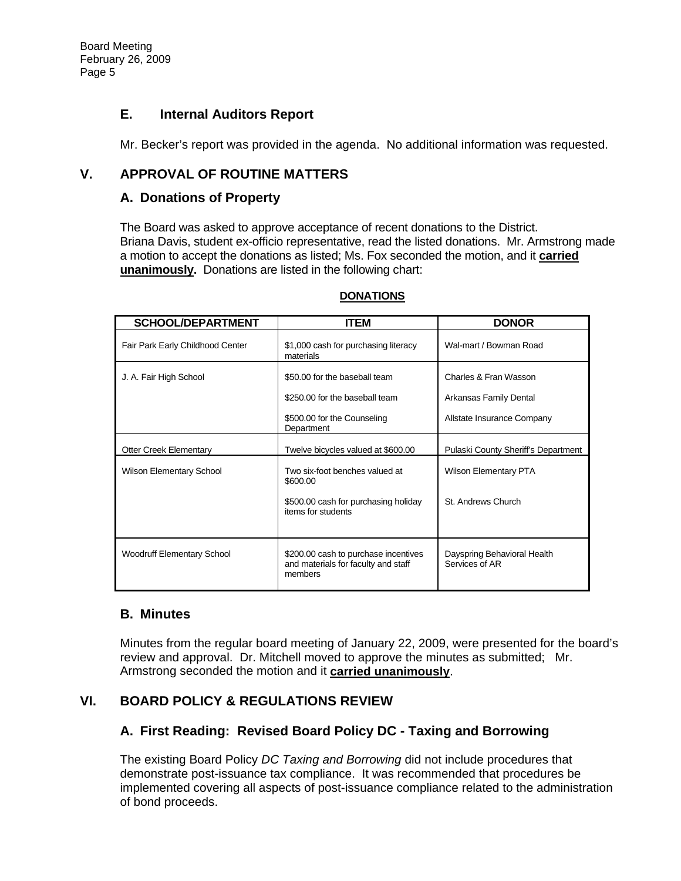## E. Internal Auditors Report

Mr. Becker's report was provided in the agenda. No additional information was requested.

# V. APPROVAL OF ROUTINE MATTERS

## A. Donations of Property

The Board was asked to approve acceptance of recent donations to the District. Briana Davis, student ex-officio representative, read the listed donations. Mr. Armstrong made a motion to accept the donations as listed; Ms. Fox seconded the motion, and it **carried unanimously**. Donations are listed in the following chart:

**DONATIONS**

| SCHOOL/DEPARTMENT | ITEM | DONOR |
|---|---|---|
| Fair Park Early Childhood Center | $1,000 cash for purchasing literacy materials | Wal-mart / Bowman Road |
| J. A. Fair High School | $50.00 for the baseball team | Charles & Fran Wasson |
| | $250.00 for the baseball team | Arkansas Family Dental |
| | $500.00 for the Counseling Department | Allstate Insurance Company |
| Otter Creek Elementary | Twelve bicycles valued at $600.00 | Pulaski County Sheriff's Department |
| Wilson Elementary School | Two six-foot benches valued at $600.00 | Wilson Elementary PTA |
| | $500.00 cash for purchasing holiday items for students | St. Andrews Church |
| Woodruff Elementary School | $200.00 cash to purchase incentives and materials for faculty and staff members | Dayspring Behavioral Health Services of AR |

## B. Minutes

Minutes from the regular board meeting of January 22, 2009, were presented for the board's review and approval. Dr. Mitchell moved to approve the minutes as submitted; Mr. Armstrong seconded the motion and it **carried unanimously**.

# VI. BOARD POLICY & REGULATIONS REVIEW

## A. First Reading: Revised Board Policy DC - Taxing and Borrowing

The existing Board Policy *DC Taxing and Borrowing* did not include procedures that demonstrate post-issuance tax compliance. It was recommended that procedures be implemented covering all aspects of post-issuance compliance related to the administration of bond proceeds.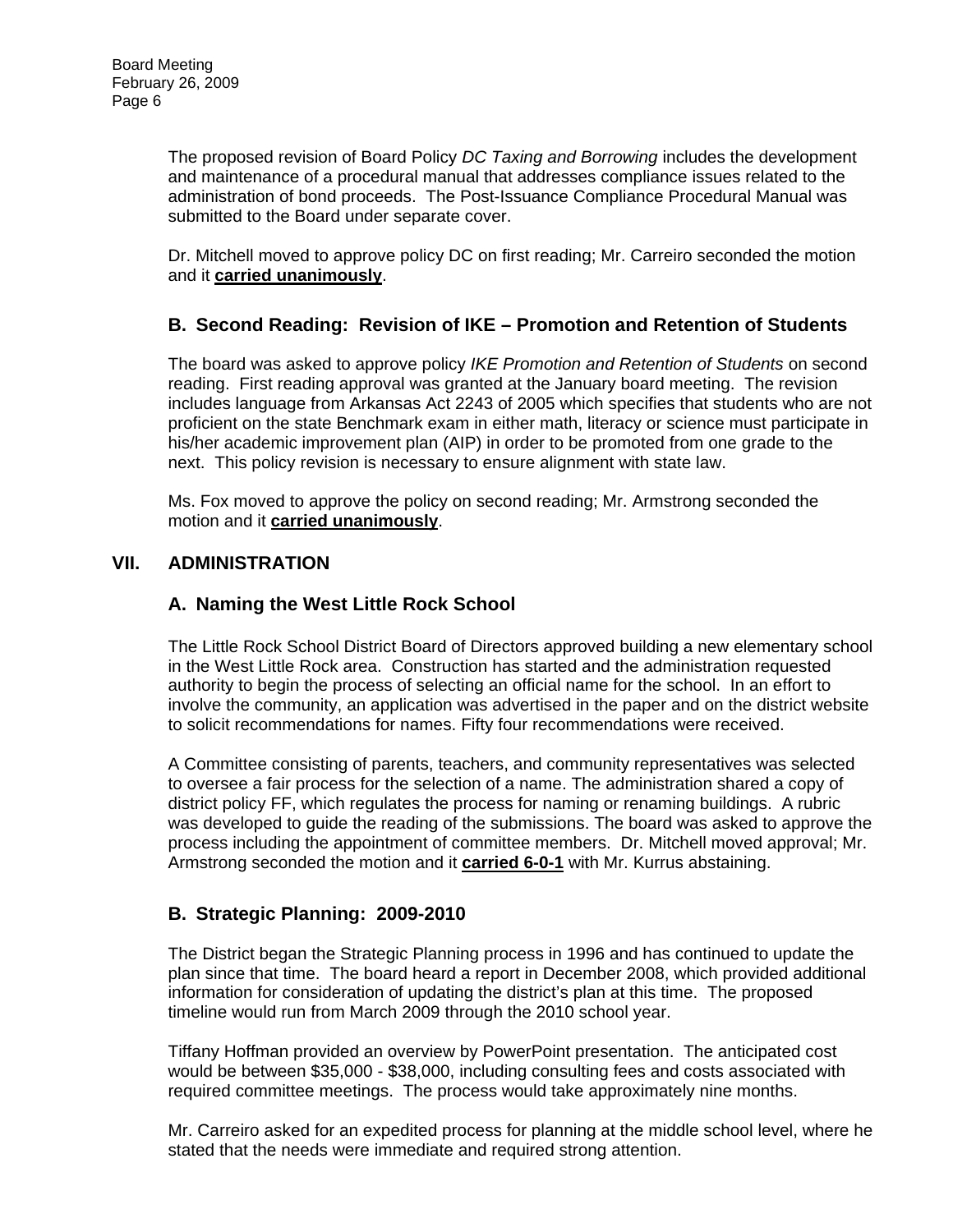The proposed revision of Board Policy *DC Taxing and Borrowing* includes the development and maintenance of a procedural manual that addresses compliance issues related to the administration of bond proceeds. The Post-Issuance Compliance Procedural Manual was submitted to the Board under separate cover.

Dr. Mitchell moved to approve policy DC on first reading; Mr. Carreiro seconded the motion and it **carried unanimously**.

### B. Second Reading: Revision of IKE – Promotion and Retention of Students

The board was asked to approve policy *IKE Promotion and Retention of Students* on second reading. First reading approval was granted at the January board meeting. The revision includes language from Arkansas Act 2243 of 2005 which specifies that students who are not proficient on the state Benchmark exam in either math, literacy or science must participate in his/her academic improvement plan (AIP) in order to be promoted from one grade to the next. This policy revision is necessary to ensure alignment with state law.

Ms. Fox moved to approve the policy on second reading; Mr. Armstrong seconded the motion and it **carried unanimously**.

## VII. ADMINISTRATION

### A. Naming the West Little Rock School

The Little Rock School District Board of Directors approved building a new elementary school in the West Little Rock area. Construction has started and the administration requested authority to begin the process of selecting an official name for the school. In an effort to involve the community, an application was advertised in the paper and on the district website to solicit recommendations for names. Fifty four recommendations were received.

A Committee consisting of parents, teachers, and community representatives was selected to oversee a fair process for the selection of a name. The administration shared a copy of district policy FF, which regulates the process for naming or renaming buildings. A rubric was developed to guide the reading of the submissions. The board was asked to approve the process including the appointment of committee members. Dr. Mitchell moved approval; Mr. Armstrong seconded the motion and it **carried 6-0-1** with Mr. Kurrus abstaining.

### B. Strategic Planning: 2009-2010

The District began the Strategic Planning process in 1996 and has continued to update the plan since that time. The board heard a report in December 2008, which provided additional information for consideration of updating the district's plan at this time. The proposed timeline would run from March 2009 through the 2010 school year.

Tiffany Hoffman provided an overview by PowerPoint presentation. The anticipated cost would be between $35,000 - $38,000, including consulting fees and costs associated with required committee meetings. The process would take approximately nine months.

Mr. Carreiro asked for an expedited process for planning at the middle school level, where he stated that the needs were immediate and required strong attention.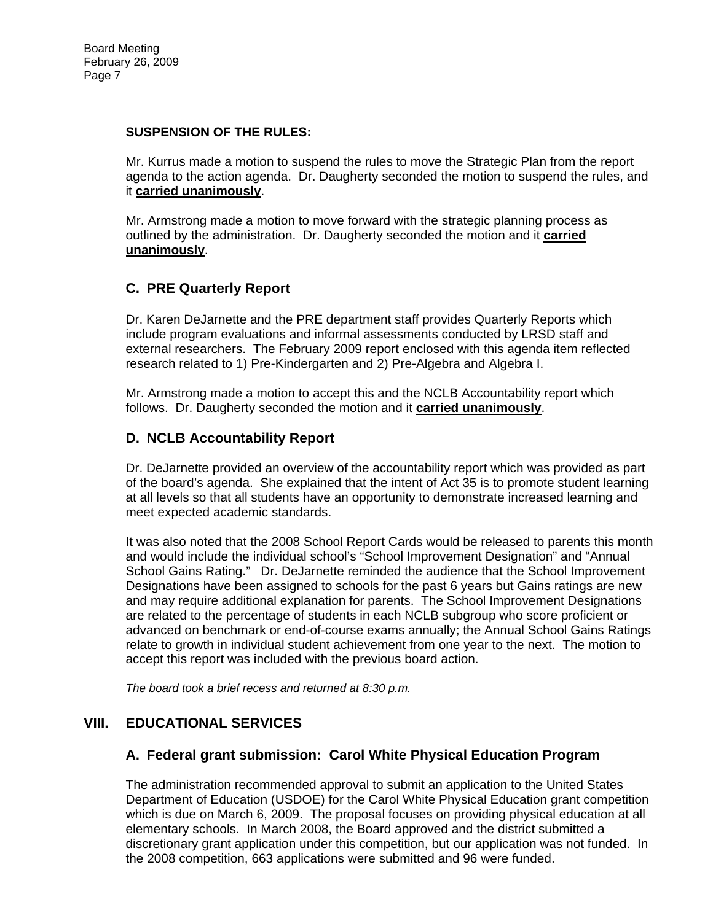**SUSPENSION OF THE RULES:**

Mr. Kurrus made a motion to suspend the rules to move the Strategic Plan from the report agenda to the action agenda. Dr. Daugherty seconded the motion to suspend the rules, and it **carried unanimously**.

Mr. Armstrong made a motion to move forward with the strategic planning process as outlined by the administration. Dr. Daugherty seconded the motion and it **carried unanimously**.

### C. PRE Quarterly Report

Dr. Karen DeJarnette and the PRE department staff provides Quarterly Reports which include program evaluations and informal assessments conducted by LRSD staff and external researchers. The February 2009 report enclosed with this agenda item reflected research related to 1) Pre-Kindergarten and 2) Pre-Algebra and Algebra I.

Mr. Armstrong made a motion to accept this and the NCLB Accountability report which follows. Dr. Daugherty seconded the motion and it **carried unanimously**.

### D. NCLB Accountability Report

Dr. DeJarnette provided an overview of the accountability report which was provided as part of the board's agenda. She explained that the intent of Act 35 is to promote student learning at all levels so that all students have an opportunity to demonstrate increased learning and meet expected academic standards.

It was also noted that the 2008 School Report Cards would be released to parents this month and would include the individual school's "School Improvement Designation" and "Annual School Gains Rating." Dr. DeJarnette reminded the audience that the School Improvement Designations have been assigned to schools for the past 6 years but Gains ratings are new and may require additional explanation for parents. The School Improvement Designations are related to the percentage of students in each NCLB subgroup who score proficient or advanced on benchmark or end-of-course exams annually; the Annual School Gains Ratings relate to growth in individual student achievement from one year to the next. The motion to accept this report was included with the previous board action.

*The board took a brief recess and returned at 8:30 p.m.*

## VIII. EDUCATIONAL SERVICES

### A. Federal grant submission: Carol White Physical Education Program

The administration recommended approval to submit an application to the United States Department of Education (USDOE) for the Carol White Physical Education grant competition which is due on March 6, 2009. The proposal focuses on providing physical education at all elementary schools. In March 2008, the Board approved and the district submitted a discretionary grant application under this competition, but our application was not funded. In the 2008 competition, 663 applications were submitted and 96 were funded.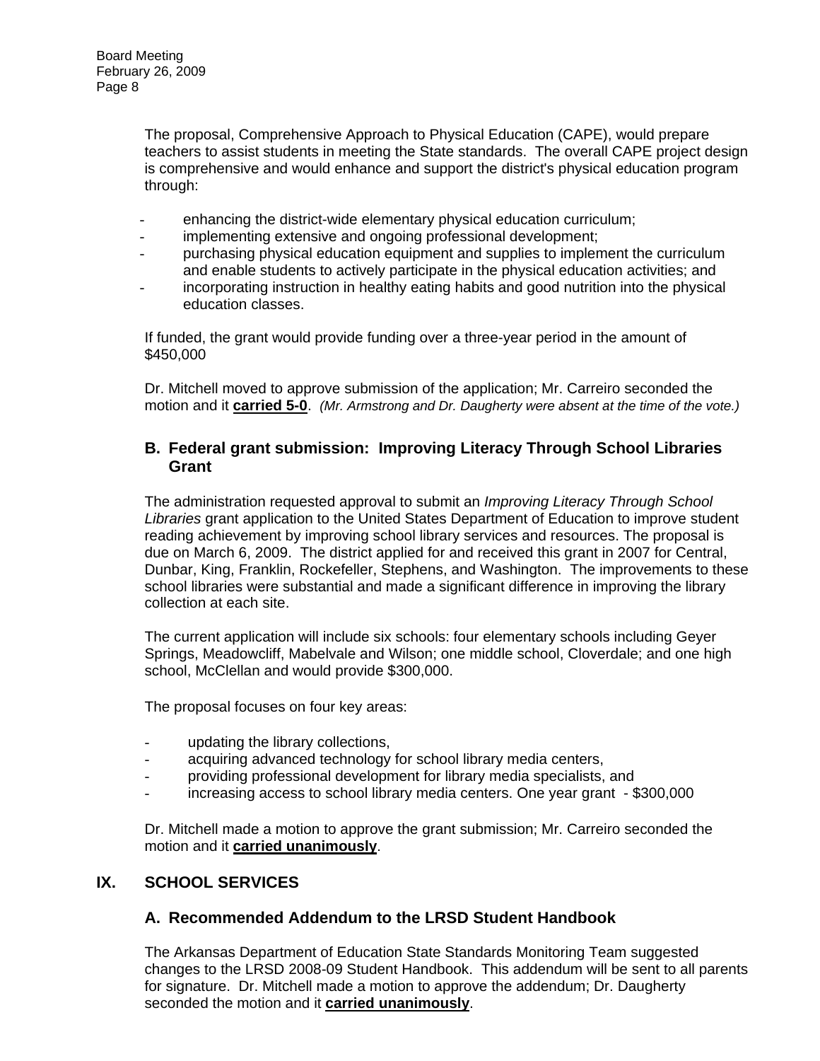The proposal, Comprehensive Approach to Physical Education (CAPE), would prepare teachers to assist students in meeting the State standards. The overall CAPE project design is comprehensive and would enhance and support the district's physical education program through:

- enhancing the district-wide elementary physical education curriculum;
- implementing extensive and ongoing professional development;
- purchasing physical education equipment and supplies to implement the curriculum and enable students to actively participate in the physical education activities; and
- incorporating instruction in healthy eating habits and good nutrition into the physical education classes.

If funded, the grant would provide funding over a three-year period in the amount of $450,000

Dr. Mitchell moved to approve submission of the application; Mr. Carreiro seconded the motion and it **carried 5-0**. *(Mr. Armstrong and Dr. Daugherty were absent at the time of the vote.)*

### B. Federal grant submission: Improving Literacy Through School Libraries Grant

The administration requested approval to submit an *Improving Literacy Through School Libraries* grant application to the United States Department of Education to improve student reading achievement by improving school library services and resources. The proposal is due on March 6, 2009. The district applied for and received this grant in 2007 for Central, Dunbar, King, Franklin, Rockefeller, Stephens, and Washington. The improvements to these school libraries were substantial and made a significant difference in improving the library collection at each site.

The current application will include six schools: four elementary schools including Geyer Springs, Meadowcliff, Mabelvale and Wilson; one middle school, Cloverdale; and one high school, McClellan and would provide $300,000.

The proposal focuses on four key areas:

- updating the library collections,
- acquiring advanced technology for school library media centers,
- providing professional development for library media specialists, and
- increasing access to school library media centers. One year grant - $300,000

Dr. Mitchell made a motion to approve the grant submission; Mr. Carreiro seconded the motion and it **carried unanimously**.

## IX. SCHOOL SERVICES

### A. Recommended Addendum to the LRSD Student Handbook

The Arkansas Department of Education State Standards Monitoring Team suggested changes to the LRSD 2008-09 Student Handbook. This addendum will be sent to all parents for signature. Dr. Mitchell made a motion to approve the addendum; Dr. Daugherty seconded the motion and it **carried unanimously**.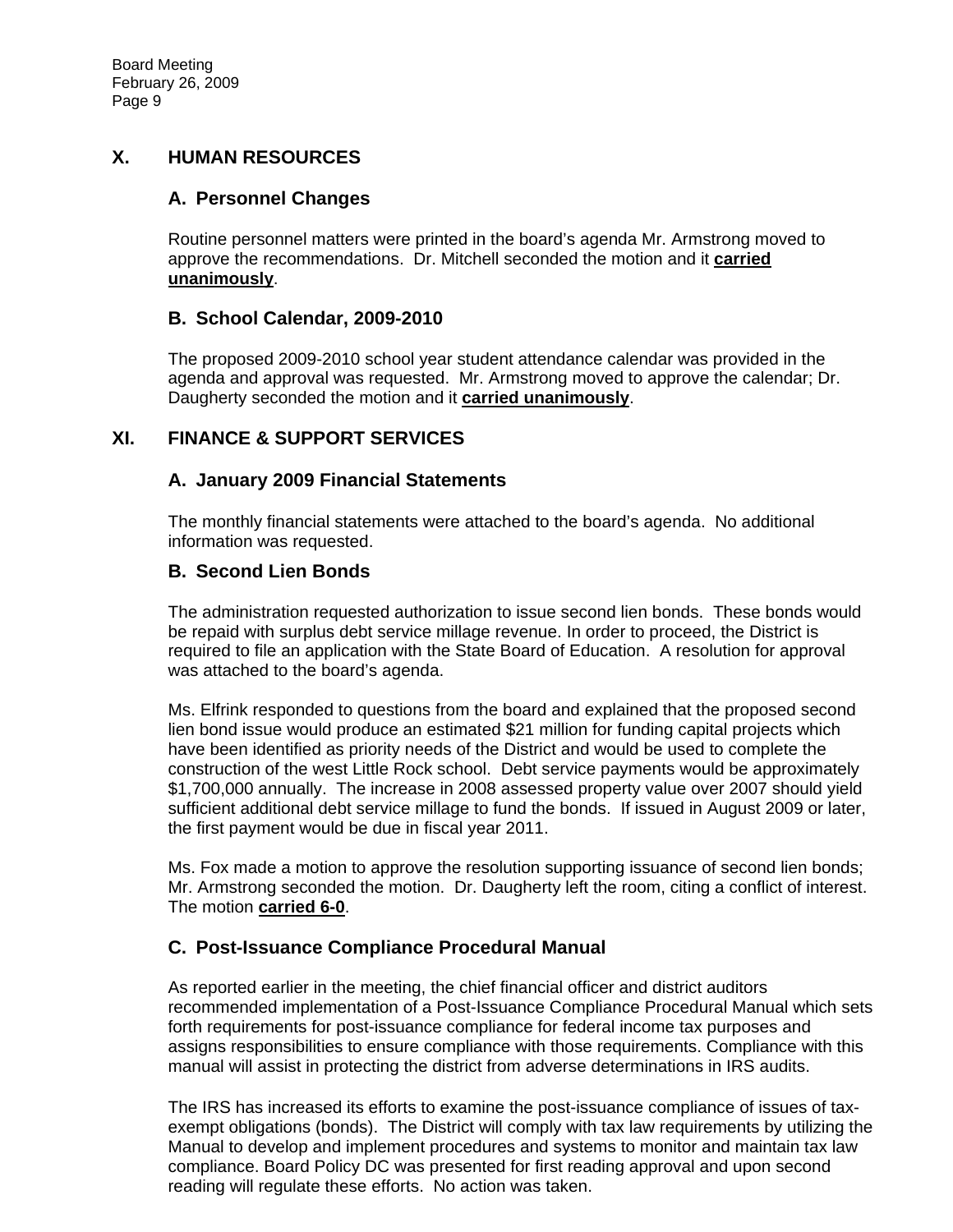## X. HUMAN RESOURCES

### A. Personnel Changes

Routine personnel matters were printed in the board's agenda Mr. Armstrong moved to approve the recommendations. Dr. Mitchell seconded the motion and it **carried unanimously**.

### B. School Calendar, 2009-2010

The proposed 2009-2010 school year student attendance calendar was provided in the agenda and approval was requested. Mr. Armstrong moved to approve the calendar; Dr. Daugherty seconded the motion and it **carried unanimously**.

## XI. FINANCE & SUPPORT SERVICES

### A. January 2009 Financial Statements

The monthly financial statements were attached to the board's agenda. No additional information was requested.

### B. Second Lien Bonds

The administration requested authorization to issue second lien bonds. These bonds would be repaid with surplus debt service millage revenue. In order to proceed, the District is required to file an application with the State Board of Education. A resolution for approval was attached to the board's agenda.

Ms. Elfrink responded to questions from the board and explained that the proposed second lien bond issue would produce an estimated $21 million for funding capital projects which have been identified as priority needs of the District and would be used to complete the construction of the west Little Rock school. Debt service payments would be approximately $1,700,000 annually. The increase in 2008 assessed property value over 2007 should yield sufficient additional debt service millage to fund the bonds. If issued in August 2009 or later, the first payment would be due in fiscal year 2011.

Ms. Fox made a motion to approve the resolution supporting issuance of second lien bonds; Mr. Armstrong seconded the motion. Dr. Daugherty left the room, citing a conflict of interest. The motion **carried 6-0**.

### C. Post-Issuance Compliance Procedural Manual

As reported earlier in the meeting, the chief financial officer and district auditors recommended implementation of a Post-Issuance Compliance Procedural Manual which sets forth requirements for post-issuance compliance for federal income tax purposes and assigns responsibilities to ensure compliance with those requirements. Compliance with this manual will assist in protecting the district from adverse determinations in IRS audits.

The IRS has increased its efforts to examine the post-issuance compliance of issues of tax-exempt obligations (bonds). The District will comply with tax law requirements by utilizing the Manual to develop and implement procedures and systems to monitor and maintain tax law compliance. Board Policy DC was presented for first reading approval and upon second reading will regulate these efforts. No action was taken.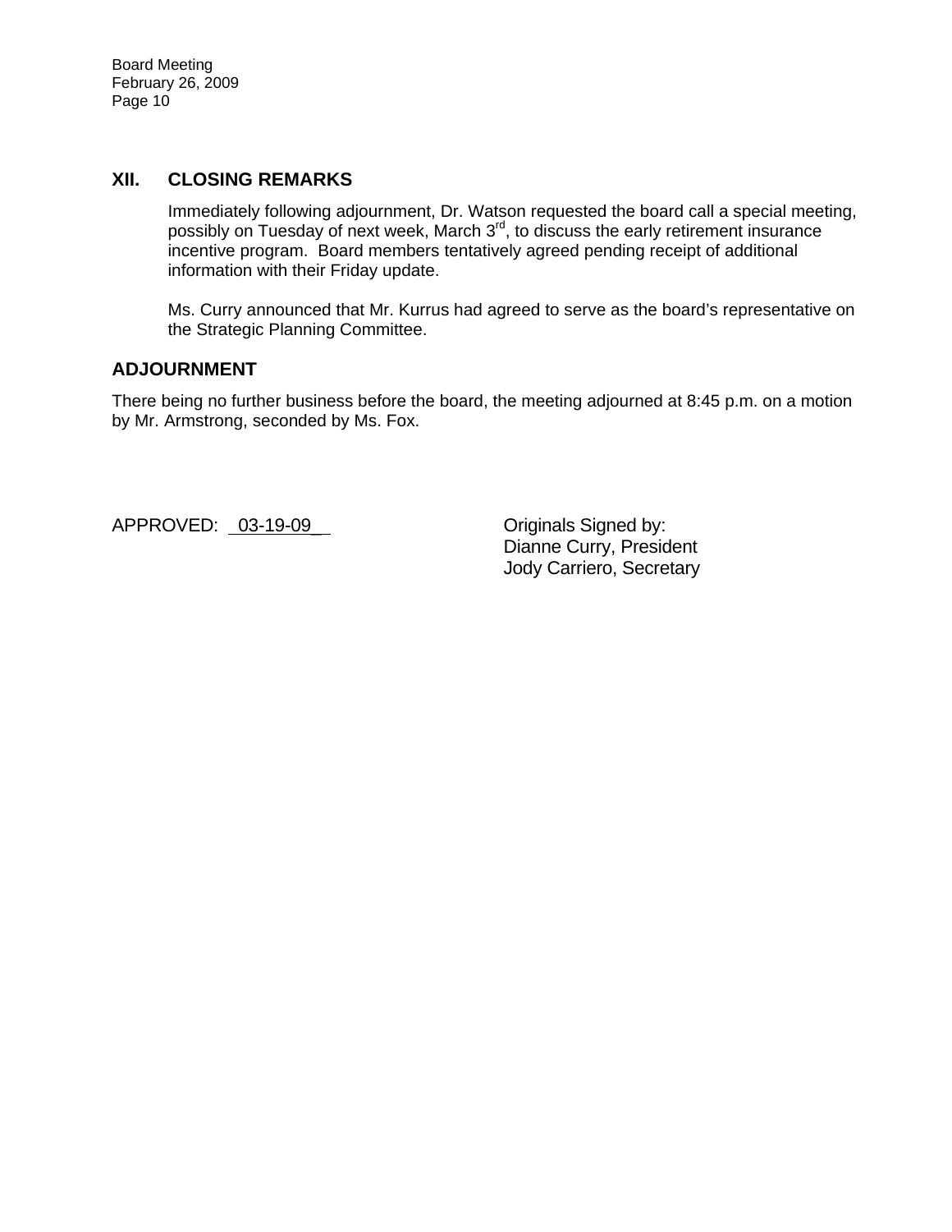## XII. CLOSING REMARKS

Immediately following adjournment, Dr. Watson requested the board call a special meeting, possibly on Tuesday of next week, March 3rd, to discuss the early retirement insurance incentive program. Board members tentatively agreed pending receipt of additional information with their Friday update.

Ms. Curry announced that Mr. Kurrus had agreed to serve as the board's representative on the Strategic Planning Committee.

## ADJOURNMENT

There being no further business before the board, the meeting adjourned at 8:45 p.m. on a motion by Mr. Armstrong, seconded by Ms. Fox.

APPROVED: 03-19-09

Originals Signed by:
Dianne Curry, President
Jody Carriero, Secretary